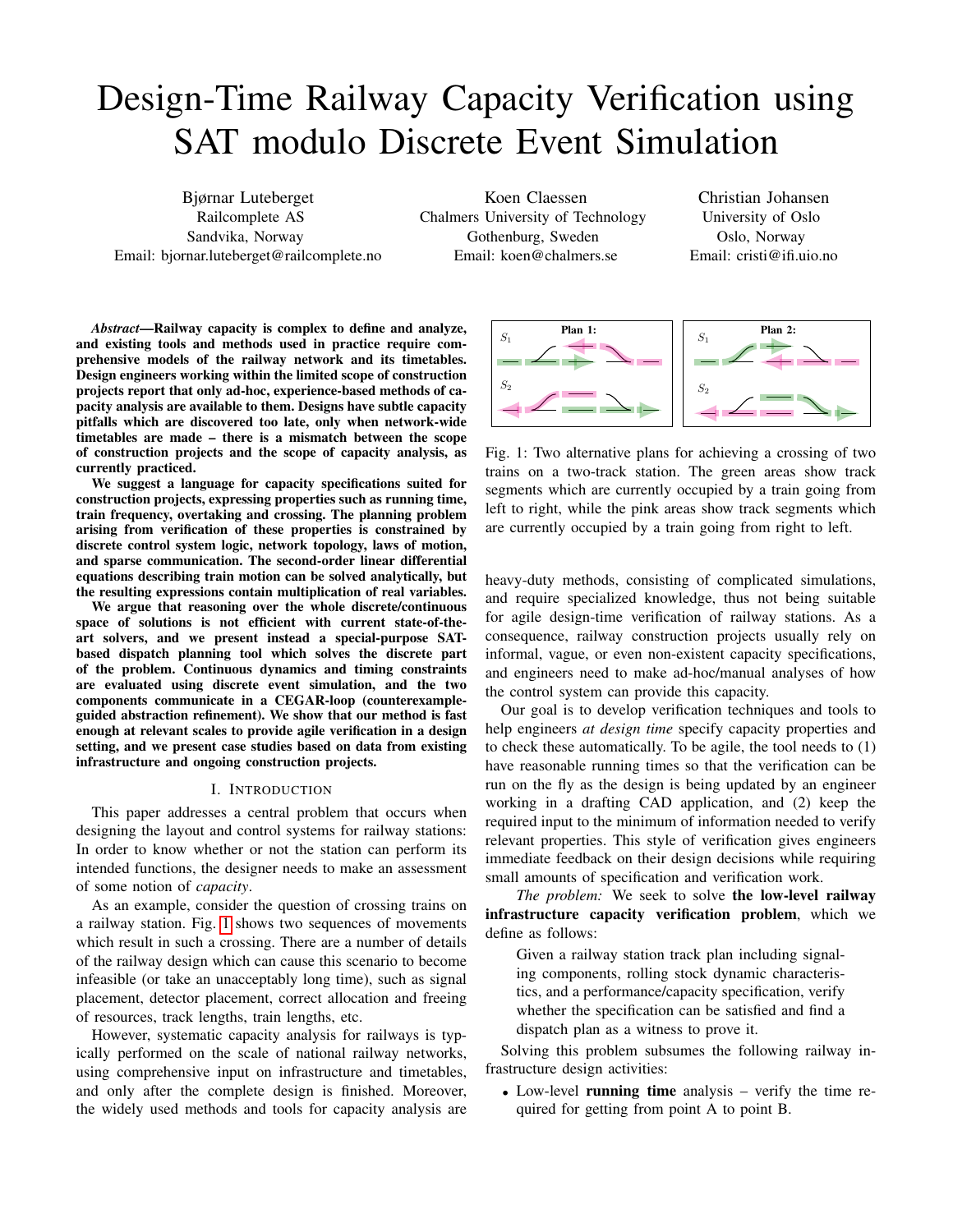# Design-Time Railway Capacity Verification using SAT modulo Discrete Event Simulation

Bjørnar Luteberget
Railcomplete AS
Sandvika, Norway
Email: bjornar.luteberget@railcomplete.no

Koen Claessen
Chalmers University of Technology
Gothenburg, Sweden
Email: koen@chalmers.se

Christian Johansen
University of Oslo
Oslo, Norway
Email: cristi@ifi.uio.no

***Abstract*—Railway capacity is complex to define and analyze, and existing tools and methods used in practice require comprehensive models of the railway network and its timetables. Design engineers working within the limited scope of construction projects report that only ad-hoc, experience-based methods of capacity analysis are available to them. Designs have subtle capacity pitfalls which are discovered too late, only when network-wide timetables are made – there is a mismatch between the scope of construction projects and the scope of capacity analysis, as currently practiced.**

**We suggest a language for capacity specifications suited for construction projects, expressing properties such as running time, train frequency, overtaking and crossing. The planning problem arising from verification of these properties is constrained by discrete control system logic, network topology, laws of motion, and sparse communication. The second-order linear differential equations describing train motion can be solved analytically, but the resulting expressions contain multiplication of real variables.**

**We argue that reasoning over the whole discrete/continuous space of solutions is not efficient with current state-of-the-art solvers, and we present instead a special-purpose SAT-based dispatch planning tool which solves the discrete part of the problem. Continuous dynamics and timing constraints are evaluated using discrete event simulation, and the two components communicate in a CEGAR-loop (counterexample-guided abstraction refinement). We show that our method is fast enough at relevant scales to provide agile verification in a design setting, and we present case studies based on data from existing infrastructure and ongoing construction projects.**

## I. Introduction

This paper addresses a central problem that occurs when designing the layout and control systems for railway stations: In order to know whether or not the station can perform its intended functions, the designer needs to make an assessment of some notion of *capacity*.

As an example, consider the question of crossing trains on a railway station. Fig. 1 shows two sequences of movements which result in such a crossing. There are a number of details of the railway design which can cause this scenario to become infeasible (or take an unacceptably long time), such as signal placement, detector placement, correct allocation and freeing of resources, track lengths, train lengths, etc.

However, systematic capacity analysis for railways is typically performed on the scale of national railway networks, using comprehensive input on infrastructure and timetables, and only after the complete design is finished. Moreover, the widely used methods and tools for capacity analysis are heavy-duty methods, consisting of complicated simulations, and require specialized knowledge, thus not being suitable for agile design-time verification of railway stations. As a consequence, railway construction projects usually rely on informal, vague, or even non-existent capacity specifications, and engineers need to make ad-hoc/manual analyses of how the control system can provide this capacity.

Fig. 1: Two alternative plans for achieving a crossing of two trains on a two-track station. The green areas show track segments which are currently occupied by a train going from left to right, while the pink areas show track segments which are currently occupied by a train going from right to left.

Our goal is to develop verification techniques and tools to help engineers *at design time* specify capacity properties and to check these automatically. To be agile, the tool needs to (1) have reasonable running times so that the verification can be run on the fly as the design is being updated by an engineer working in a drafting CAD application, and (2) keep the required input to the minimum of information needed to verify relevant properties. This style of verification gives engineers immediate feedback on their design decisions while requiring small amounts of specification and verification work.

*The problem:* We seek to solve **the low-level railway infrastructure capacity verification problem**, which we define as follows:

> Given a railway station track plan including signaling components, rolling stock dynamic characteristics, and a performance/capacity specification, verify whether the specification can be satisfied and find a dispatch plan as a witness to prove it.

Solving this problem subsumes the following railway infrastructure design activities:

- Low-level **running time** analysis – verify the time required for getting from point A to point B.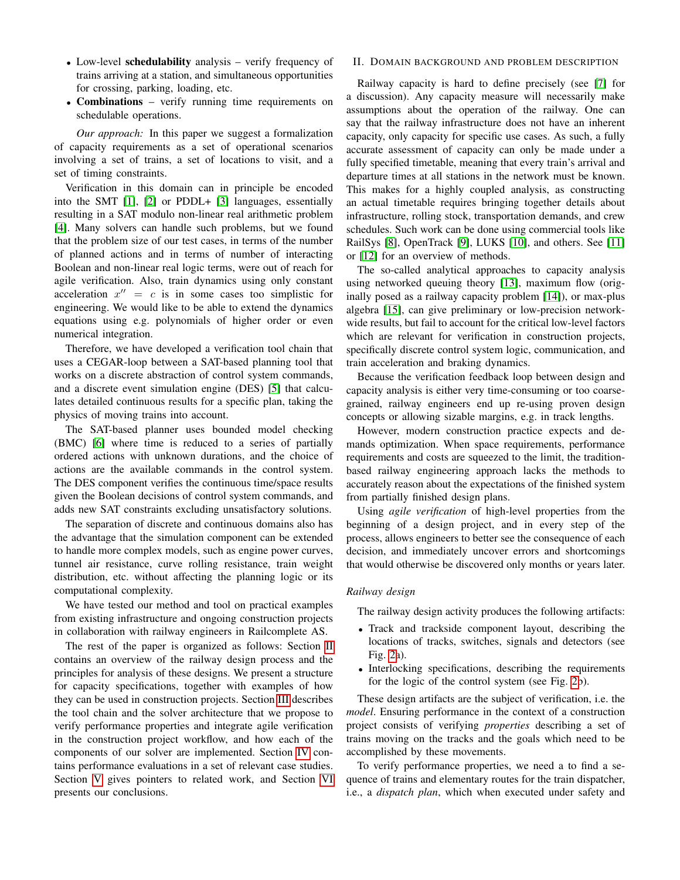- Low-level **schedulability** analysis – verify frequency of trains arriving at a station, and simultaneous opportunities for crossing, parking, loading, etc.
- **Combinations** – verify running time requirements on schedulable operations.

*Our approach:* In this paper we suggest a formalization of capacity requirements as a set of operational scenarios involving a set of trains, a set of locations to visit, and a set of timing constraints.

Verification in this domain can in principle be encoded into the SMT [1], [2] or PDDL+ [3] languages, essentially resulting in a SAT modulo non-linear real arithmetic problem [4]. Many solvers can handle such problems, but we found that the problem size of our test cases, in terms of the number of planned actions and in terms of number of interacting Boolean and non-linear real logic terms, were out of reach for agile verification. Also, train dynamics using only constant acceleration $x'' = c$ is in some cases too simplistic for engineering. We would like to be able to extend the dynamics equations using e.g. polynomials of higher order or even numerical integration.

Therefore, we have developed a verification tool chain that uses a CEGAR-loop between a SAT-based planning tool that works on a discrete abstraction of control system commands, and a discrete event simulation engine (DES) [5] that calculates detailed continuous results for a specific plan, taking the physics of moving trains into account.

The SAT-based planner uses bounded model checking (BMC) [6] where time is reduced to a series of partially ordered actions with unknown durations, and the choice of actions are the available commands in the control system. The DES component verifies the continuous time/space results given the Boolean decisions of control system commands, and adds new SAT constraints excluding unsatisfactory solutions.

The separation of discrete and continuous domains also has the advantage that the simulation component can be extended to handle more complex models, such as engine power curves, tunnel air resistance, curve rolling resistance, train weight distribution, etc. without affecting the planning logic or its computational complexity.

We have tested our method and tool on practical examples from existing infrastructure and ongoing construction projects in collaboration with railway engineers in Railcomplete AS.

The rest of the paper is organized as follows: Section II contains an overview of the railway design process and the principles for analysis of these designs. We present a structure for capacity specifications, together with examples of how they can be used in construction projects. Section III describes the tool chain and the solver architecture that we propose to verify performance properties and integrate agile verification in the construction project workflow, and how each of the components of our solver are implemented. Section IV contains performance evaluations in a set of relevant case studies. Section V gives pointers to related work, and Section VI presents our conclusions.

## II. Domain Background and Problem Description

Railway capacity is hard to define precisely (see [7] for a discussion). Any capacity measure will necessarily make assumptions about the operation of the railway. One can say that the railway infrastructure does not have an inherent capacity, only capacity for specific use cases. As such, a fully accurate assessment of capacity can only be made under a fully specified timetable, meaning that every train's arrival and departure times at all stations in the network must be known. This makes for a highly coupled analysis, as constructing an actual timetable requires bringing together details about infrastructure, rolling stock, transportation demands, and crew schedules. Such work can be done using commercial tools like RailSys [8], OpenTrack [9], LUKS [10], and others. See [11] or [12] for an overview of methods.

The so-called analytical approaches to capacity analysis using networked queuing theory [13], maximum flow (originally posed as a railway capacity problem [14]), or max-plus algebra [15], can give preliminary or low-precision network-wide results, but fail to account for the critical low-level factors which are relevant for verification in construction projects, specifically discrete control system logic, communication, and train acceleration and braking dynamics.

Because the verification feedback loop between design and capacity analysis is either very time-consuming or too coarse-grained, railway engineers end up re-using proven design concepts or allowing sizable margins, e.g. in track lengths.

However, modern construction practice expects and demands optimization. When space requirements, performance requirements and costs are squeezed to the limit, the tradition-based railway engineering approach lacks the methods to accurately reason about the expectations of the finished system from partially finished design plans.

Using *agile verification* of high-level properties from the beginning of a design project, and in every step of the process, allows engineers to better see the consequence of each decision, and immediately uncover errors and shortcomings that would otherwise be discovered only months or years later.

### Railway design

The railway design activity produces the following artifacts:

- Track and trackside component layout, describing the locations of tracks, switches, signals and detectors (see Fig. 2a).
- Interlocking specifications, describing the requirements for the logic of the control system (see Fig. 2b).

These design artifacts are the subject of verification, i.e. the *model*. Ensuring performance in the context of a construction project consists of verifying *properties* describing a set of trains moving on the tracks and the goals which need to be accomplished by these movements.

To verify performance properties, we need a to find a sequence of trains and elementary routes for the train dispatcher, i.e., a *dispatch plan*, which when executed under safety and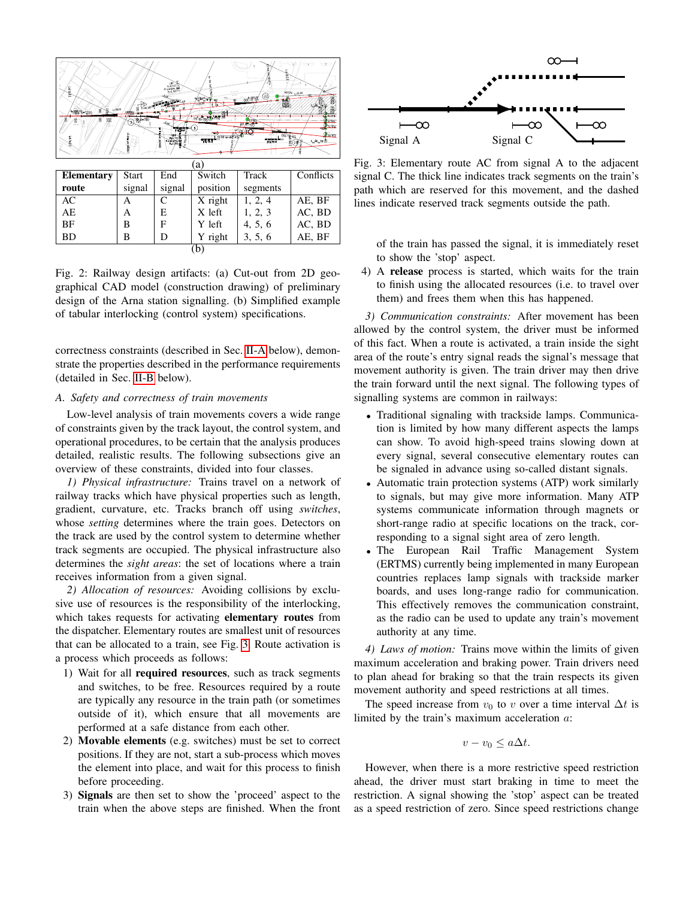(a)

| Elementary route | Start signal | End signal | Switch position | Track segments | Conflicts |
|---|---|---|---|---|---|
| AC | A | C | X right | 1, 2, 4 | AE, BF |
| AE | A | E | X left | 1, 2, 3 | AC, BD |
| BF | B | F | Y left | 4, 5, 6 | AC, BD |
| BD | B | D | Y right | 3, 5, 6 | AE, BF |

(b)

Fig. 2: Railway design artifacts: (a) Cut-out from 2D geographical CAD model (construction drawing) of preliminary design of the Arna station signalling. (b) Simplified example of tabular interlocking (control system) specifications.

correctness constraints (described in Sec. II-A below), demonstrate the properties described in the performance requirements (detailed in Sec. II-B below).

### A. Safety and correctness of train movements

Low-level analysis of train movements covers a wide range of constraints given by the track layout, the control system, and operational procedures, to be certain that the analysis produces detailed, realistic results. The following subsections give an overview of these constraints, divided into four classes.

*1) Physical infrastructure:* Trains travel on a network of railway tracks which have physical properties such as length, gradient, curvature, etc. Tracks branch off using *switches*, whose *setting* determines where the train goes. Detectors on the track are used by the control system to determine whether track segments are occupied. The physical infrastructure also determines the *sight areas*: the set of locations where a train receives information from a given signal.

*2) Allocation of resources:* Avoiding collisions by exclusive use of resources is the responsibility of the interlocking, which takes requests for activating **elementary routes** from the dispatcher. Elementary routes are smallest unit of resources that can be allocated to a train, see Fig. 3. Route activation is a process which proceeds as follows:

1) Wait for all **required resources**, such as track segments and switches, to be free. Resources required by a route are typically any resource in the train path (or sometimes outside of it), which ensure that all movements are performed at a safe distance from each other.
2) **Movable elements** (e.g. switches) must be set to correct positions. If they are not, start a sub-process which moves the element into place, and wait for this process to finish before proceeding.
3) **Signals** are then set to show the 'proceed' aspect to the train when the above steps are finished. When the front of the train has passed the signal, it is immediately reset to show the 'stop' aspect.
4) A **release** process is started, which waits for the train to finish using the allocated resources (i.e. to travel over them) and frees them when this has happened.

Signal A    Signal C

Fig. 3: Elementary route AC from signal A to the adjacent signal C. The thick line indicates track segments on the train's path which are reserved for this movement, and the dashed lines indicate reserved track segments outside the path.

*3) Communication constraints:* After movement has been allowed by the control system, the driver must be informed of this fact. When a route is activated, a train inside the sight area of the route's entry signal reads the signal's message that movement authority is given. The train driver may then drive the train forward until the next signal. The following types of signalling systems are common in railways:

- Traditional signaling with trackside lamps. Communication is limited by how many different aspects the lamps can show. To avoid high-speed trains slowing down at every signal, several consecutive elementary routes can be signaled in advance using so-called distant signals.
- Automatic train protection systems (ATP) work similarly to signals, but may give more information. Many ATP systems communicate information through magnets or short-range radio at specific locations on the track, corresponding to a signal sight area of zero length.
- The European Rail Traffic Management System (ERTMS) currently being implemented in many European countries replaces lamp signals with trackside marker boards, and uses long-range radio for communication. This effectively removes the communication constraint, as the radio can be used to update any train's movement authority at any time.

*4) Laws of motion:* Trains move within the limits of given maximum acceleration and braking power. Train drivers need to plan ahead for braking so that the train respects its given movement authority and speed restrictions at all times.

The speed increase from $v_0$ to $v$ over a time interval $\Delta t$ is limited by the train's maximum acceleration $a$:

$$v - v_0 \leq a\Delta t.$$

However, when there is a more restrictive speed restriction ahead, the driver must start braking in time to meet the restriction. A signal showing the 'stop' aspect can be treated as a speed restriction of zero. Since speed restrictions change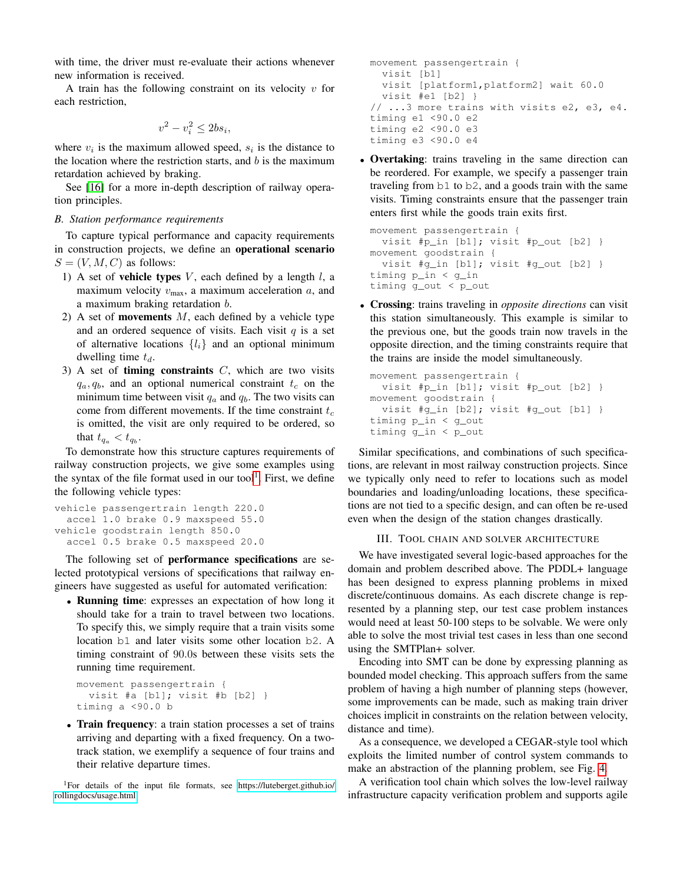with time, the driver must re-evaluate their actions whenever new information is received.

A train has the following constraint on its velocity $v$ for each restriction,

$$v^2 - v_i^2 \leq 2bs_i,$$

where $v_i$ is the maximum allowed speed, $s_i$ is the distance to the location where the restriction starts, and $b$ is the maximum retardation achieved by braking.

See [16] for a more in-depth description of railway operation principles.

### B. Station performance requirements

To capture typical performance and capacity requirements in construction projects, we define an **operational scenario** $S = (V, M, C)$ as follows:

1) A set of **vehicle types** $V$, each defined by a length $l$, a maximum velocity $v_{\text{max}}$, a maximum acceleration $a$, and a maximum braking retardation $b$.
2) A set of **movements** $M$, each defined by a vehicle type and an ordered sequence of visits. Each visit $q$ is a set of alternative locations $\{l_i\}$ and an optional minimum dwelling time $t_d$.
3) A set of **timing constraints** $C$, which are two visits $q_a, q_b$, and an optional numerical constraint $t_c$ on the minimum time between visit $q_a$ and $q_b$. The two visits can come from different movements. If the time constraint $t_c$ is omitted, the visit are only required to be ordered, so that $t_{q_a} < t_{q_b}$.

To demonstrate how this structure captures requirements of railway construction projects, we give some examples using the syntax of the file format used in our tool[1]. First, we define the following vehicle types:

```
vehicle passengertrain length 220.0
  accel 1.0 brake 0.9 maxspeed 55.0
vehicle goodstrain length 850.0
  accel 0.5 brake 0.5 maxspeed 20.0
```

The following set of **performance specifications** are selected prototypical versions of specifications that railway engineers have suggested as useful for automated verification:

- **Running time**: expresses an expectation of how long it should take for a train to travel between two locations. To specify this, we simply require that a train visits some location `b1` and later visits some other location `b2`. A timing constraint of 90.0s between these visits sets the running time requirement.

```
movement passengertrain {
  visit #a [b1]; visit #b [b2] }
timing a <90.0 b
```

- **Train frequency**: a train station processes a set of trains arriving and departing with a fixed frequency. On a two-track station, we exemplify a sequence of four trains and their relative departure times.

```
movement passengertrain {
  visit [b1]
  visit [platform1,platform2] wait 60.0
  visit #e1 [b2] }
// ...3 more trains with visits e2, e3, e4.
timing e1 <90.0 e2
timing e2 <90.0 e3
timing e3 <90.0 e4
```

- **Overtaking**: trains traveling in the same direction can be reordered. For example, we specify a passenger train traveling from `b1` to `b2`, and a goods train with the same visits. Timing constraints ensure that the passenger train enters first while the goods train exits first.

```
movement passengertrain {
  visit #p_in [b1]; visit #p_out [b2] }
movement goodstrain {
  visit #g_in [b1]; visit #g_out [b2] }
timing p_in < g_in
timing g_out < p_out
```

- **Crossing**: trains traveling in *opposite directions* can visit this station simultaneously. This example is similar to the previous one, but the goods train now travels in the opposite direction, and the timing constraints require that the trains are inside the model simultaneously.

```
movement passengertrain {
  visit #p_in [b1]; visit #p_out [b2] }
movement goodstrain {
  visit #g_in [b2]; visit #g_out [b1] }
timing p_in < g_out
timing g_in < p_out
```

Similar specifications, and combinations of such specifications, are relevant in most railway construction projects. Since we typically only need to refer to locations such as model boundaries and loading/unloading locations, these specifications are not tied to a specific design, and can often be re-used even when the design of the station changes drastically.

## III. Tool chain and solver architecture

We have investigated several logic-based approaches for the domain and problem described above. The PDDL+ language has been designed to express planning problems in mixed discrete/continuous domains. As each discrete change is represented by a planning step, our test case problem instances would need at least 50-100 steps to be solvable. We were only able to solve the most trivial test cases in less than one second using the SMTPlan+ solver.

Encoding into SMT can be done by expressing planning as bounded model checking. This approach suffers from the same problem of having a high number of planning steps (however, some improvements can be made, such as making train driver choices implicit in constraints on the relation between velocity, distance and time).

As a consequence, we developed a CEGAR-style tool which exploits the limited number of control system commands to make an abstraction of the planning problem, see Fig. 4.

A verification tool chain which solves the low-level railway infrastructure capacity verification problem and supports agile

[1] For details of the input file formats, see https://luteberget.github.io/rollingdocs/usage.html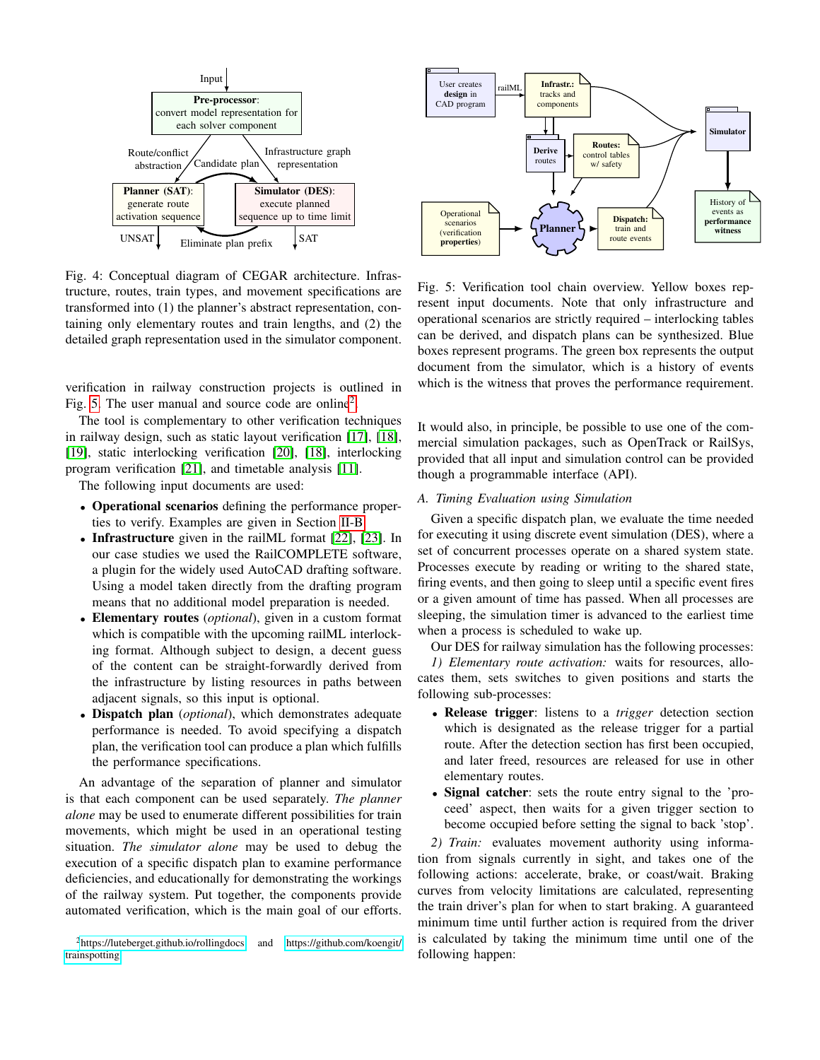Fig. 4: Conceptual diagram of CEGAR architecture. Infrastructure, routes, train types, and movement specifications are transformed into (1) the planner's abstract representation, containing only elementary routes and train lengths, and (2) the detailed graph representation used in the simulator component.

Fig. 5: Verification tool chain overview. Yellow boxes represent input documents. Note that only infrastructure and operational scenarios are strictly required – interlocking tables can be derived, and dispatch plans can be synthesized. Blue boxes represent programs. The green box represents the output document from the simulator, which is a history of events which is the witness that proves the performance requirement.

verification in railway construction projects is outlined in Fig. 5. The user manual and source code are online[2].

The tool is complementary to other verification techniques in railway design, such as static layout verification [17], [18], [19], static interlocking verification [20], [18], interlocking program verification [21], and timetable analysis [11].

The following input documents are used:

- **Operational scenarios** defining the performance properties to verify. Examples are given in Section II-B.
- **Infrastructure** given in the railML format [22], [23]. In our case studies we used the RailCOMPLETE software, a plugin for the widely used AutoCAD drafting software. Using a model taken directly from the drafting program means that no additional model preparation is needed.
- **Elementary routes** (*optional*), given in a custom format which is compatible with the upcoming railML interlocking format. Although subject to design, a decent guess of the content can be straight-forwardly derived from the infrastructure by listing resources in paths between adjacent signals, so this input is optional.
- **Dispatch plan** (*optional*), which demonstrates adequate performance is needed. To avoid specifying a dispatch plan, the verification tool can produce a plan which fulfills the performance specifications.

An advantage of the separation of planner and simulator is that each component can be used separately. *The planner alone* may be used to enumerate different possibilities for train movements, which might be used in an operational testing situation. *The simulator alone* may be used to debug the execution of a specific dispatch plan to examine performance deficiencies, and educationally for demonstrating the workings of the railway system. Put together, the components provide automated verification, which is the main goal of our efforts.

[2] https://luteberget.github.io/rollingdocs and https://github.com/koengit/trainspotting

It would also, in principle, be possible to use one of the commercial simulation packages, such as OpenTrack or RailSys, provided that all input and simulation control can be provided though a programmable interface (API).

### A. Timing Evaluation using Simulation

Given a specific dispatch plan, we evaluate the time needed for executing it using discrete event simulation (DES), where a set of concurrent processes operate on a shared system state. Processes execute by reading or writing to the shared state, firing events, and then going to sleep until a specific event fires or a given amount of time has passed. When all processes are sleeping, the simulation timer is advanced to the earliest time when a process is scheduled to wake up.

Our DES for railway simulation has the following processes:

*1) Elementary route activation:* waits for resources, allocates them, sets switches to given positions and starts the following sub-processes:

- **Release trigger**: listens to a *trigger* detection section which is designated as the release trigger for a partial route. After the detection section has first been occupied, and later freed, resources are released for use in other elementary routes.
- **Signal catcher**: sets the route entry signal to the 'proceed' aspect, then waits for a given trigger section to become occupied before setting the signal to back 'stop'.

*2) Train:* evaluates movement authority using information from signals currently in sight, and takes one of the following actions: accelerate, brake, or coast/wait. Braking curves from velocity limitations are calculated, representing the train driver's plan for when to start braking. A guaranteed minimum time until further action is required from the driver is calculated by taking the minimum time until one of the following happen: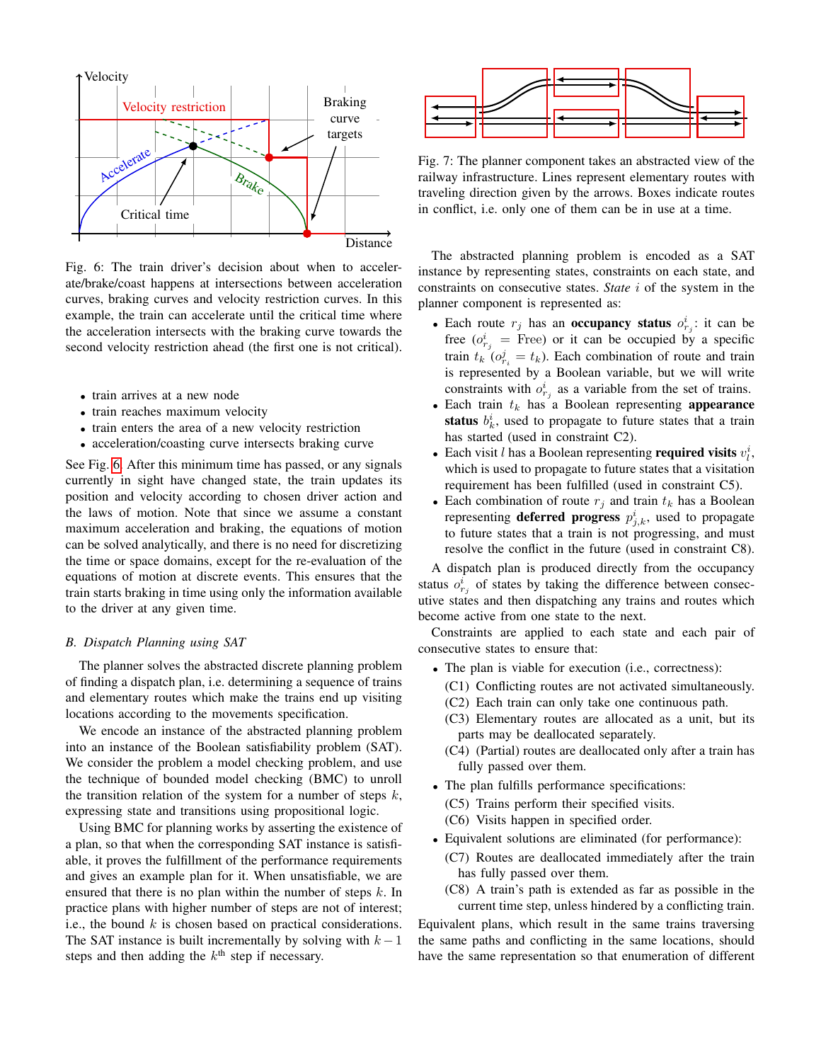Fig. 6: The train driver's decision about when to accelerate/brake/coast happens at intersections between acceleration curves, braking curves and velocity restriction curves. In this example, the train can accelerate until the critical time where the acceleration intersects with the braking curve towards the second velocity restriction ahead (the first one is not critical).

- train arrives at a new node
- train reaches maximum velocity
- train enters the area of a new velocity restriction
- acceleration/coasting curve intersects braking curve

See Fig. 6. After this minimum time has passed, or any signals currently in sight have changed state, the train updates its position and velocity according to chosen driver action and the laws of motion. Note that since we assume a constant maximum acceleration and braking, the equations of motion can be solved analytically, and there is no need for discretizing the time or space domains, except for the re-evaluation of the equations of motion at discrete events. This ensures that the train starts braking in time using only the information available to the driver at any given time.

### *B. Dispatch Planning using SAT*

The planner solves the abstracted discrete planning problem of finding a dispatch plan, i.e. determining a sequence of trains and elementary routes which make the trains end up visiting locations according to the movements specification.

We encode an instance of the abstracted planning problem into an instance of the Boolean satisfiability problem (SAT). We consider the problem a model checking problem, and use the technique of bounded model checking (BMC) to unroll the transition relation of the system for a number of steps $k$, expressing state and transitions using propositional logic.

Using BMC for planning works by asserting the existence of a plan, so that when the corresponding SAT instance is satisfiable, it proves the fulfillment of the performance requirements and gives an example plan for it. When unsatisfiable, we are ensured that there is no plan within the number of steps $k$. In practice plans with higher number of steps are not of interest; i.e., the bound $k$ is chosen based on practical considerations. The SAT instance is built incrementally by solving with $k-1$ steps and then adding the $k^{\text{th}}$ step if necessary.

Fig. 7: The planner component takes an abstracted view of the railway infrastructure. Lines represent elementary routes with traveling direction given by the arrows. Boxes indicate routes in conflict, i.e. only one of them can be in use at a time.

The abstracted planning problem is encoded as a SAT instance by representing states, constraints on each state, and constraints on consecutive states. *State* $i$ of the system in the planner component is represented as:

- Each route $r_j$ has an **occupancy status** $o^i_{r_j}$: it can be free ($o^i_{r_j}$ = Free) or it can be occupied by a specific train $t_k$ ($o^j_{r_i} = t_k$). Each combination of route and train is represented by a Boolean variable, but we will write constraints with $o^i_{r_j}$ as a variable from the set of trains.
- Each train $t_k$ has a Boolean representing **appearance status** $b^i_k$, used to propagate to future states that a train has started (used in constraint C2).
- Each visit $l$ has a Boolean representing **required visits** $v^i_l$, which is used to propagate to future states that a visitation requirement has been fulfilled (used in constraint C5).
- Each combination of route $r_j$ and train $t_k$ has a Boolean representing **deferred progress** $p^i_{j,k}$, used to propagate to future states that a train is not progressing, and must resolve the conflict in the future (used in constraint C8).

A dispatch plan is produced directly from the occupancy status $o^i_{r_j}$ of states by taking the difference between consecutive states and then dispatching any trains and routes which become active from one state to the next.

Constraints are applied to each state and each pair of consecutive states to ensure that:

- The plan is viable for execution (i.e., correctness):
  - (C1) Conflicting routes are not activated simultaneously.
  - (C2) Each train can only take one continuous path.
  - (C3) Elementary routes are allocated as a unit, but its parts may be deallocated separately.
  - (C4) (Partial) routes are deallocated only after a train has fully passed over them.
- The plan fulfills performance specifications:
  - (C5) Trains perform their specified visits.
  - (C6) Visits happen in specified order.
- Equivalent solutions are eliminated (for performance):
  - (C7) Routes are deallocated immediately after the train has fully passed over them.
  - (C8) A train's path is extended as far as possible in the current time step, unless hindered by a conflicting train.

Equivalent plans, which result in the same trains traversing the same paths and conflicting in the same locations, should have the same representation so that enumeration of different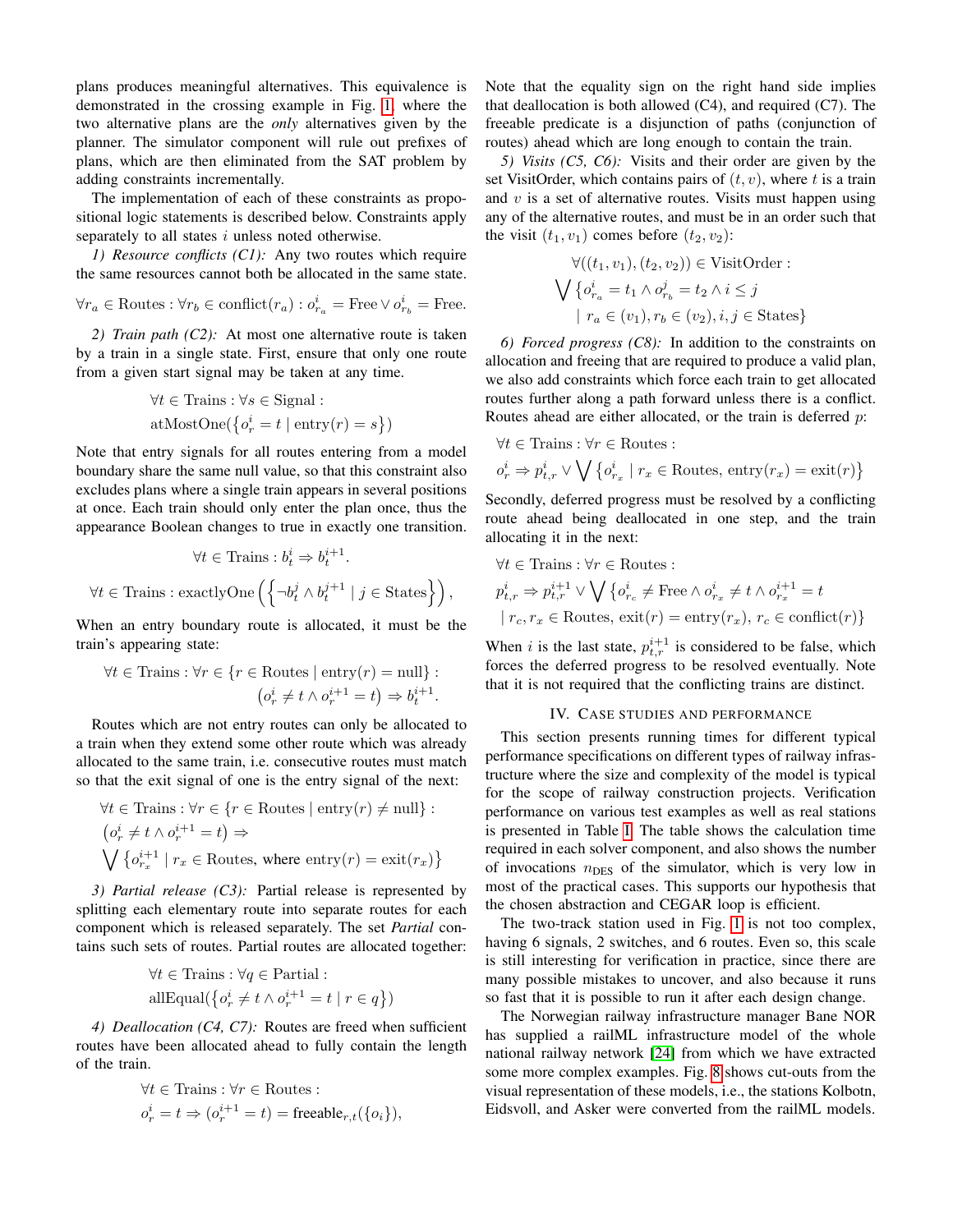plans produces meaningful alternatives. This equivalence is demonstrated in the crossing example in Fig. 1, where the two alternative plans are the *only* alternatives given by the planner. The simulator component will rule out prefixes of plans, which are then eliminated from the SAT problem by adding constraints incrementally.

The implementation of each of these constraints as propositional logic statements is described below. Constraints apply separately to all states $i$ unless noted otherwise.

*1) Resource conflicts (C1):* Any two routes which require the same resources cannot both be allocated in the same state.

$$\forall r_a \in \text{Routes} : \forall r_b \in \text{conflict}(r_a) : o^i_{r_a} = \text{Free} \lor o^i_{r_b} = \text{Free}.$$

*2) Train path (C2):* At most one alternative route is taken by a train in a single state. First, ensure that only one route from a given start signal may be taken at any time.

$$\forall t \in \text{Trains} : \forall s \in \text{Signal} :$$
$$\text{atMostOne}(\{o^i_r = t \mid \text{entry}(r) = s\})$$

Note that entry signals for all routes entering from a model boundary share the same null value, so that this constraint also excludes plans where a single train appears in several positions at once. Each train should only enter the plan once, thus the appearance Boolean changes to true in exactly one transition.

$$\forall t \in \text{Trains} : b^i_t \Rightarrow b^{i+1}_t.$$

$$\forall t \in \text{Trains} : \text{exactlyOne}\left(\left\{\neg b^j_t \land b^{j+1}_t \mid j \in \text{States}\right\}\right),$$

When an entry boundary route is allocated, it must be the train's appearing state:

$$\forall t \in \text{Trains} : \forall r \in \{r \in \text{Routes} \mid \text{entry}(r) = \text{null}\} :$$
$$\left(o^i_r \neq t \land o^{i+1}_r = t\right) \Rightarrow b^{i+1}_t.$$

Routes which are not entry routes can only be allocated to a train when they extend some other route which was already allocated to the same train, i.e. consecutive routes must match so that the exit signal of one is the entry signal of the next:

$$\forall t \in \text{Trains} : \forall r \in \{r \in \text{Routes} \mid \text{entry}(r) \neq \text{null}\} :$$
$$\left(o^i_r \neq t \land o^{i+1}_r = t\right) \Rightarrow$$
$$\bigvee \left\{o^{i+1}_{r_x} \mid r_x \in \text{Routes, where entry}(r) = \text{exit}(r_x)\right\}$$

*3) Partial release (C3):* Partial release is represented by splitting each elementary route into separate routes for each component which is released separately. The set *Partial* contains such sets of routes. Partial routes are allocated together:

$$\forall t \in \text{Trains} : \forall q \in \text{Partial} :$$
$$\text{allEqual}(\{o^i_r \neq t \land o^{i+1}_r = t \mid r \in q\})$$

*4) Deallocation (C4, C7):* Routes are freed when sufficient routes have been allocated ahead to fully contain the length of the train.

$$\forall t \in \text{Trains} : \forall r \in \text{Routes} :$$
$$o^i_r = t \Rightarrow (o^{i+1}_r \neq t) = \text{freeable}_{r,t}(\{o_i\}),$$

Note that the equality sign on the right hand side implies that deallocation is both allowed (C4), and required (C7). The freeable predicate is a disjunction of paths (conjunction of routes) ahead which are long enough to contain the train.

*5) Visits (C5, C6):* Visits and their order are given by the set VisitOrder, which contains pairs of $(t, v)$, where $t$ is a train and $v$ is a set of alternative routes. Visits must happen using any of the alternative routes, and must be in an order such that the visit $(t_1, v_1)$ comes before $(t_2, v_2)$:

$$\forall((t_1, v_1), (t_2, v_2)) \in \text{VisitOrder} :$$
$$\bigvee \{o^i_{r_a} = t_1 \land o^j_{r_b} = t_2 \land i \leq j$$
$$\mid r_a \in (v_1), r_b \in (v_2), i, j \in \text{States}\}$$

*6) Forced progress (C8):* In addition to the constraints on allocation and freeing that are required to produce a valid plan, we also add constraints which force each train to get allocated routes further along a path forward unless there is a conflict. Routes ahead are either allocated, or the train is deferred $p$:

$$\forall t \in \text{Trains} : \forall r \in \text{Routes} :$$
$$o^i_r \Rightarrow p^i_{t,r} \lor \bigvee \left\{o^i_{r_x} \mid r_x \in \text{Routes, entry}(r_x) = \text{exit}(r)\right\}$$

Secondly, deferred progress must be resolved by a conflicting route ahead being deallocated in one step, and the train allocating it in the next:

$$\forall t \in \text{Trains} : \forall r \in \text{Routes} :$$
$$p^i_{t,r} \Rightarrow p^{i+1}_{t,r} \lor \bigvee \{o^i_{r_c} \neq \text{Free} \land o^i_{r_x} \neq t \land o^{i+1}_{r_x} = t$$
$$\mid r_c, r_x \in \text{Routes, exit}(r) = \text{entry}(r_x),\ r_c \in \text{conflict}(r)\}$$

When $i$ is the last state, $p^{i+1}_{t,r}$ is considered to be false, which forces the deferred progress to be resolved eventually. Note that it is not required that the conflicting trains are distinct.

## IV. Case studies and performance

This section presents running times for different typical performance specifications on different types of railway infrastructure where the size and complexity of the model is typical for the scope of railway construction projects. Verification performance on various test examples as well as real stations is presented in Table I. The table shows the calculation time required in each solver component, and also shows the number of invocations $n_{\text{DES}}$ of the simulator, which is very low in most of the practical cases. This supports our hypothesis that the chosen abstraction and CEGAR loop is efficient.

The two-track station used in Fig. 1 is not too complex, having 6 signals, 2 switches, and 6 routes. Even so, this scale is still interesting for verification in practice, since there are many possible mistakes to uncover, and also because it runs so fast that it is possible to run it after each design change.

The Norwegian railway infrastructure manager Bane NOR has supplied a railML infrastructure model of the whole national railway network [24] from which we have extracted some more complex examples. Fig. 8 shows cut-outs from the visual representation of these models, i.e., the stations Kolbotn, Eidsvoll, and Asker were converted from the railML models.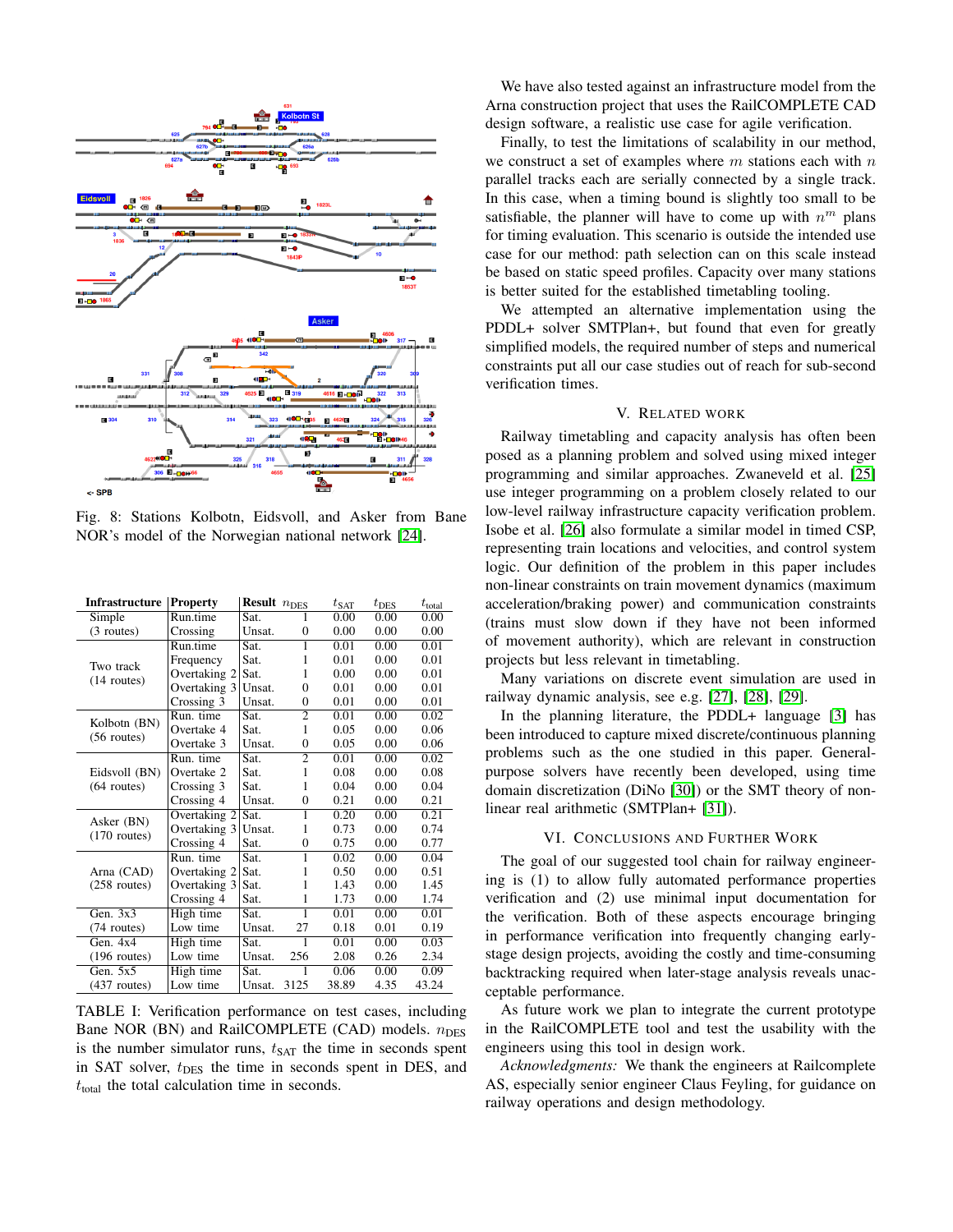Fig. 8: Stations Kolbotn, Eidsvoll, and Asker from Bane NOR's model of the Norwegian national network [24].

| Infrastructure | Property | Result | $n_{\text{DES}}$ | $t_{\text{SAT}}$ | $t_{\text{DES}}$ | $t_{\text{total}}$ |
|---|---|---|---|---|---|---|
| Simple (3 routes) | Run.time | Sat. | 1 | 0.00 | 0.00 | 0.00 |
| | Crossing | Unsat. | 0 | 0.00 | 0.00 | 0.00 |
| Two track (14 routes) | Run.time | Sat. | 1 | 0.01 | 0.00 | 0.01 |
| | Frequency | Sat. | 1 | 0.01 | 0.00 | 0.01 |
| | Overtaking 2 | Sat. | 1 | 0.00 | 0.00 | 0.01 |
| | Overtaking 3 | Unsat. | 0 | 0.01 | 0.00 | 0.01 |
| | Crossing 3 | Unsat. | 0 | 0.01 | 0.00 | 0.01 |
| Kolbotn (BN) (56 routes) | Run. time | Sat. | 2 | 0.01 | 0.00 | 0.02 |
| | Overtake 4 | Sat. | 1 | 0.05 | 0.00 | 0.06 |
| | Overtake 3 | Unsat. | 0 | 0.05 | 0.00 | 0.06 |
| Eidsvoll (BN) (64 routes) | Run. time | Sat. | 2 | 0.01 | 0.00 | 0.02 |
| | Overtake 2 | Sat. | 1 | 0.08 | 0.00 | 0.08 |
| | Crossing 3 | Sat. | 1 | 0.04 | 0.00 | 0.04 |
| | Crossing 4 | Unsat. | 0 | 0.21 | 0.00 | 0.21 |
| Asker (BN) (170 routes) | Overtaking 2 | Sat. | 1 | 0.20 | 0.00 | 0.21 |
| | Overtaking 3 | Unsat. | 1 | 0.73 | 0.00 | 0.74 |
| | Crossing 4 | Sat. | 0 | 0.75 | 0.00 | 0.77 |
| Arna (CAD) (258 routes) | Run. time | Sat. | 1 | 0.02 | 0.00 | 0.04 |
| | Overtaking 2 | Sat. | 1 | 0.50 | 0.00 | 0.51 |
| | Overtaking 3 | Sat. | 1 | 1.43 | 0.00 | 1.45 |
| | Crossing 4 | Sat. | 1 | 1.73 | 0.00 | 1.74 |
| Gen. 3x3 (74 routes) | High time | Sat. | 1 | 0.01 | 0.00 | 0.01 |
| | Low time | Unsat. | 27 | 0.18 | 0.01 | 0.19 |
| Gen. 4x4 (196 routes) | High time | Sat. | 1 | 0.01 | 0.00 | 0.03 |
| | Low time | Unsat. | 256 | 2.08 | 0.26 | 2.34 |
| Gen. 5x5 (437 routes) | High time | Sat. | 1 | 0.06 | 0.00 | 0.09 |
| | Low time | Unsat. | 3125 | 38.89 | 4.35 | 43.24 |

TABLE I: Verification performance on test cases, including Bane NOR (BN) and RailCOMPLETE (CAD) models. $n_{\text{DES}}$ is the number simulator runs, $t_{\text{SAT}}$ the time in seconds spent in SAT solver, $t_{\text{DES}}$ the time in seconds spent in DES, and $t_{\text{total}}$ the total calculation time in seconds.

We have also tested against an infrastructure model from the Arna construction project that uses the RailCOMPLETE CAD design software, a realistic use case for agile verification.

Finally, to test the limitations of scalability in our method, we construct a set of examples where $m$ stations each with $n$ parallel tracks each are serially connected by a single track. In this case, when a timing bound is slightly too small to be satisfiable, the planner will have to come up with $n^m$ plans for timing evaluation. This scenario is outside the intended use case for our method: path selection can on this scale instead be based on static speed profiles. Capacity over many stations is better suited for the established timetabling tooling.

We attempted an alternative implementation using the PDDL+ solver SMTPlan+, but found that even for greatly simplified models, the required number of steps and numerical constraints put all our case studies out of reach for sub-second verification times.

## V. Related Work

Railway timetabling and capacity analysis has often been posed as a planning problem and solved using mixed integer programming and similar approaches. Zwaneveld et al. [25] use integer programming on a problem closely related to our low-level railway infrastructure capacity verification problem. Isobe et al. [26] also formulate a similar model in timed CSP, representing train locations and velocities, and control system logic. Our definition of the problem in this paper includes non-linear constraints on train movement dynamics (maximum acceleration/braking power) and communication constraints (trains must slow down if they have not been informed of movement authority), which are relevant in construction projects but less relevant in timetabling.

Many variations on discrete event simulation are used in railway dynamic analysis, see e.g. [27], [28], [29].

In the planning literature, the PDDL+ language [3] has been introduced to capture mixed discrete/continuous planning problems such as the one studied in this paper. General-purpose solvers have recently been developed, using time domain discretization (DiNo [30]) or the SMT theory of non-linear real arithmetic (SMTPlan+ [31]).

## VI. Conclusions and Further Work

The goal of our suggested tool chain for railway engineering is (1) to allow fully automated performance properties verification and (2) use minimal input documentation for the verification. Both of these aspects encourage bringing in performance verification into frequently changing early-stage design projects, avoiding the costly and time-consuming backtracking required when later-stage analysis reveals unacceptable performance.

As future work we plan to integrate the current prototype in the RailCOMPLETE tool and test the usability with the engineers using this tool in design work.

*Acknowledgments:* We thank the engineers at Railcomplete AS, especially senior engineer Claus Feyling, for guidance on railway operations and design methodology.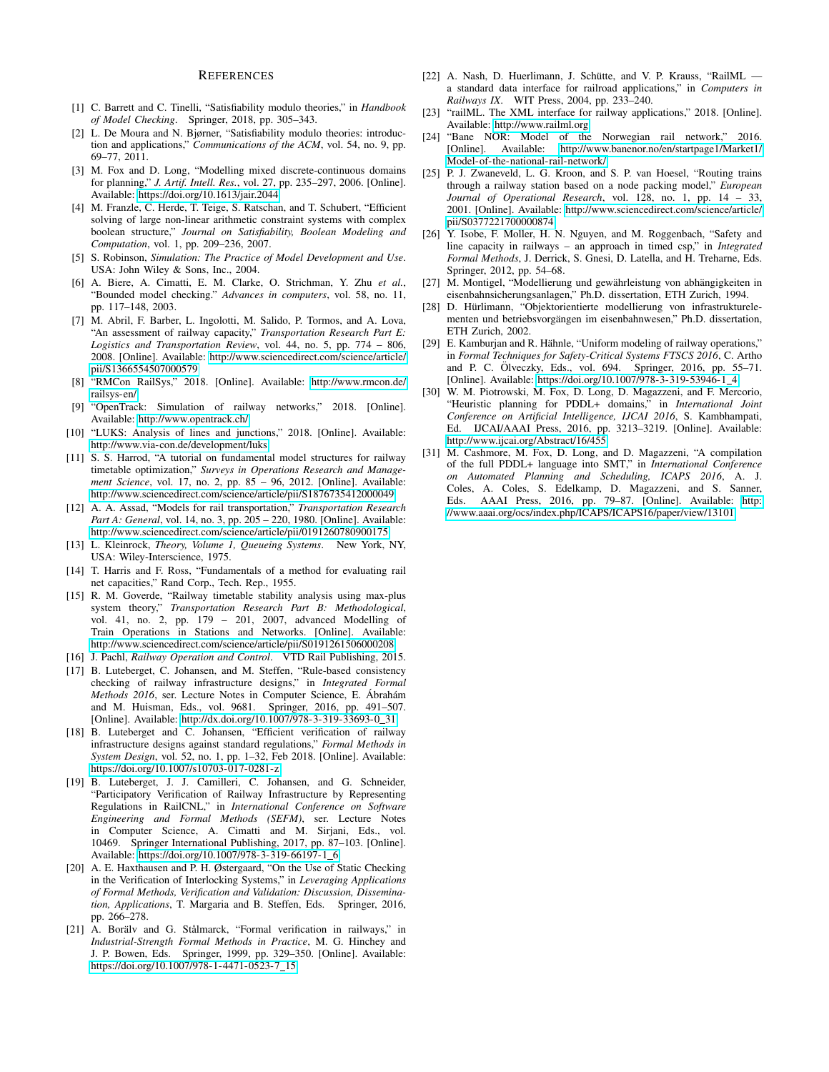# References

[1] C. Barrett and C. Tinelli, "Satisfiability modulo theories," in *Handbook of Model Checking*. Springer, 2018, pp. 305–343.

[2] L. De Moura and N. Bjørner, "Satisfiability modulo theories: introduction and applications," *Communications of the ACM*, vol. 54, no. 9, pp. 69–77, 2011.

[3] M. Fox and D. Long, "Modelling mixed discrete-continuous domains for planning," *J. Artif. Intell. Res.*, vol. 27, pp. 235–297, 2006. [Online]. Available: https://doi.org/10.1613/jair.2044

[4] M. Franzle, C. Herde, T. Teige, S. Ratschan, and T. Schubert, "Efficient solving of large non-linear arithmetic constraint systems with complex boolean structure," *Journal on Satisfiability, Boolean Modeling and Computation*, vol. 1, pp. 209–236, 2007.

[5] S. Robinson, *Simulation: The Practice of Model Development and Use*. USA: John Wiley & Sons, Inc., 2004.

[6] A. Biere, A. Cimatti, E. M. Clarke, O. Strichman, Y. Zhu *et al.*, "Bounded model checking." *Advances in computers*, vol. 58, no. 11, pp. 117–148, 2003.

[7] M. Abril, F. Barber, L. Ingolotti, M. Salido, P. Tormos, and A. Lova, "An assessment of railway capacity," *Transportation Research Part E: Logistics and Transportation Review*, vol. 44, no. 5, pp. 774 – 806, 2008. [Online]. Available: http://www.sciencedirect.com/science/article/pii/S1366554507000579

[8] "RMCon RailSys," 2018. [Online]. Available: http://www.rmcon.de/railsys-en/

[9] "OpenTrack: Simulation of railway networks," 2018. [Online]. Available: http://www.opentrack.ch/

[10] "LUKS: Analysis of lines and junctions," 2018. [Online]. Available: http://www.via-con.de/development/luks

[11] S. S. Harrod, "A tutorial on fundamental model structures for railway timetable optimization," *Surveys in Operations Research and Management Science*, vol. 17, no. 2, pp. 85 – 96, 2012. [Online]. Available: http://www.sciencedirect.com/science/article/pii/S1876735412000049

[12] A. A. Assad, "Models for rail transportation," *Transportation Research Part A: General*, vol. 14, no. 3, pp. 205 – 220, 1980. [Online]. Available: http://www.sciencedirect.com/science/article/pii/0191260780900175

[13] L. Kleinrock, *Theory, Volume 1, Queueing Systems*. New York, NY, USA: Wiley-Interscience, 1975.

[14] T. Harris and F. Ross, "Fundamentals of a method for evaluating rail net capacities," Rand Corp., Tech. Rep., 1955.

[15] R. M. Goverde, "Railway timetable stability analysis using max-plus system theory," *Transportation Research Part B: Methodological*, vol. 41, no. 2, pp. 179 – 201, 2007, advanced Modelling of Train Operations in Stations and Networks. [Online]. Available: http://www.sciencedirect.com/science/article/pii/S0191261506000208

[16] J. Pachl, *Railway Operation and Control*. VTD Rail Publishing, 2015.

[17] B. Luteberget, C. Johansen, and M. Steffen, "Rule-based consistency checking of railway infrastructure designs," in *Integrated Formal Methods 2016*, ser. Lecture Notes in Computer Science, E. Ábrahám and M. Huisman, Eds., vol. 9681. Springer, 2016, pp. 491–507. [Online]. Available: http://dx.doi.org/10.1007/978-3-319-33693-0_31

[18] B. Luteberget and C. Johansen, "Efficient verification of railway infrastructure designs against standard regulations," *Formal Methods in System Design*, vol. 52, no. 1, pp. 1–32, Feb 2018. [Online]. Available: https://doi.org/10.1007/s10703-017-0281-z

[19] B. Luteberget, J. J. Camilleri, C. Johansen, and G. Schneider, "Participatory Verification of Railway Infrastructure by Representing Regulations in RailCNL," in *International Conference on Software Engineering and Formal Methods (SEFM)*, ser. Lecture Notes in Computer Science, A. Cimatti and M. Sirjani, Eds., vol. 10469. Springer International Publishing, 2017, pp. 87–103. [Online]. Available: https://doi.org/10.1007/978-3-319-66197-1_6

[20] A. E. Haxthausen and P. H. Østergaard, "On the Use of Static Checking in the Verification of Interlocking Systems," in *Leveraging Applications of Formal Methods, Verification and Validation: Discussion, Dissemination, Applications*, T. Margaria and B. Steffen, Eds. Springer, 2016, pp. 266–278.

[21] A. Borälv and G. Stålmarck, "Formal verification in railways," in *Industrial-Strength Formal Methods in Practice*, M. G. Hinchey and J. P. Bowen, Eds. Springer, 1999, pp. 329–350. [Online]. Available: https://doi.org/10.1007/978-1-4471-0523-7_15

[22] A. Nash, D. Huerlimann, J. Schütte, and V. P. Krauss, "RailML — a standard data interface for railroad applications," in *Computers in Railways IX*. WIT Press, 2004, pp. 233–240.

[23] "railML. The XML interface for railway applications," 2018. [Online]. Available: http://www.railml.org

[24] "Bane NOR: Model of the Norwegian rail network," 2016. [Online]. Available: http://www.banenor.no/en/startpage1/Market1/Model-of-the-national-rail-network/

[25] P. J. Zwaneveld, L. G. Kroon, and S. P. van Hoesel, "Routing trains through a railway station based on a node packing model," *European Journal of Operational Research*, vol. 128, no. 1, pp. 14 – 33, 2001. [Online]. Available: http://www.sciencedirect.com/science/article/pii/S0377221700000874

[26] Y. Isobe, F. Moller, H. N. Nguyen, and M. Roggenbach, "Safety and line capacity in railways – an approach in timed csp," in *Integrated Formal Methods*, J. Derrick, S. Gnesi, D. Latella, and H. Treharne, Eds. Springer, 2012, pp. 54–68.

[27] M. Montigel, "Modellierung und gewährleistung von abhängigkeiten in eisenbahnsicherungsanlagen," Ph.D. dissertation, ETH Zurich, 1994.

[28] D. Hürlimann, "Objektorientierte modellierung von infrastrukturelementen und betriebsvorgängen im eisenbahnwesen," Ph.D. dissertation, ETH Zurich, 2002.

[29] E. Kamburjan and R. Hähnle, "Uniform modeling of railway operations," in *Formal Techniques for Safety-Critical Systems FTSCS 2016*, C. Artho and P. C. Ölveczky, Eds., vol. 694. Springer, 2016, pp. 55–71. [Online]. Available: https://doi.org/10.1007/978-3-319-53946-1_4

[30] W. M. Piotrowski, M. Fox, D. Long, D. Magazzeni, and F. Mercorio, "Heuristic planning for PDDL+ domains," in *International Joint Conference on Artificial Intelligence, IJCAI 2016*, S. Kambhampati, Ed. IJCAI/AAAI Press, 2016, pp. 3213–3219. [Online]. Available: http://www.ijcai.org/Abstract/16/455

[31] M. Cashmore, M. Fox, D. Long, and D. Magazzeni, "A compilation of the full PDDL+ language into SMT," in *International Conference on Automated Planning and Scheduling, ICAPS 2016*, A. J. Coles, A. Coles, S. Edelkamp, D. Magazzeni, and S. Sanner, Eds. AAAI Press, 2016, pp. 79–87. [Online]. Available: http://www.aaai.org/ocs/index.php/ICAPS/ICAPS16/paper/view/13101